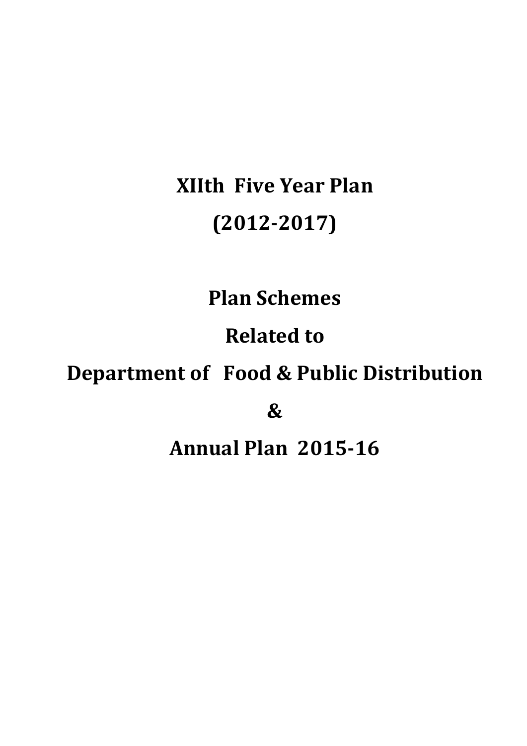# XIIth Five Year Plan

# (2012-2017)

# Plan Schemes

# Related to

# Department of Food & Public Distribution

# &

# Annual Plan 2015-16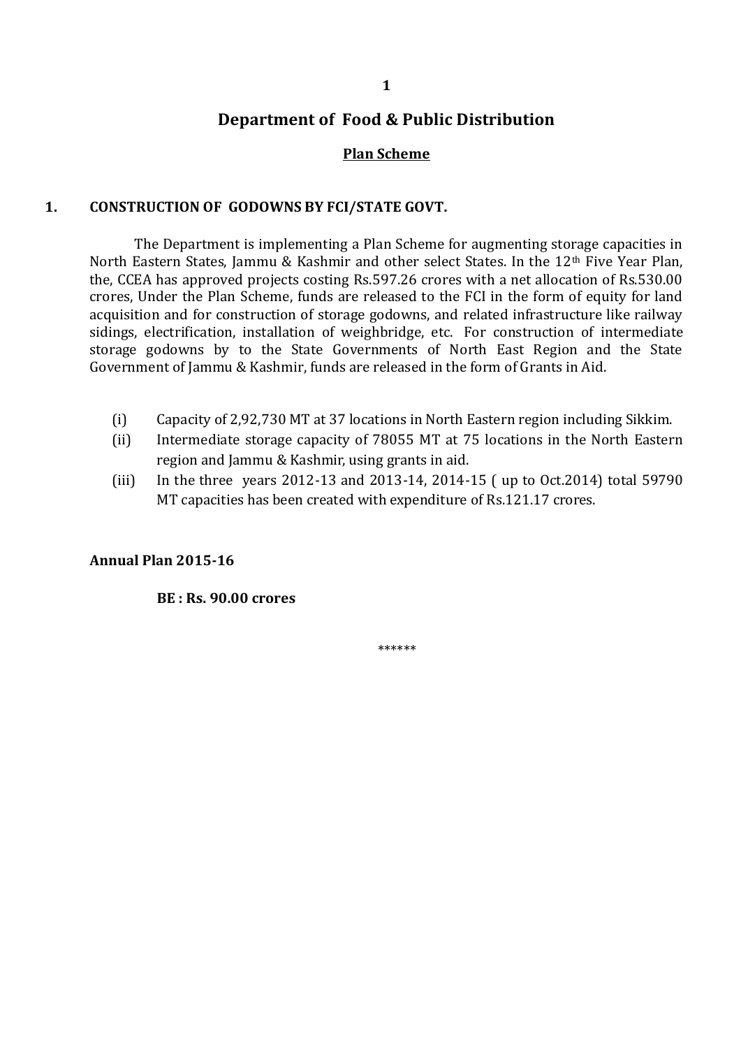# Department of Food & Public Distribution

## Plan Scheme

### 1. CONSTRUCTION OF GODOWNS BY FCI/STATE GOVT.

The Department is implementing a Plan Scheme for augmenting storage capacities in North Eastern States, Jammu & Kashmir and other select States. In the 12th Five Year Plan, the, CCEA has approved projects costing Rs.597.26 crores with a net allocation of Rs.530.00 crores, Under the Plan Scheme, funds are released to the FCI in the form of equity for land acquisition and for construction of storage godowns, and related infrastructure like railway sidings, electrification, installation of weighbridge, etc. For construction of intermediate storage godowns by to the State Governments of North East Region and the State Government of Jammu & Kashmir, funds are released in the form of Grants in Aid.

- (i) Capacity of 2,92,730 MT at 37 locations in North Eastern region including Sikkim.
- (ii) Intermediate storage capacity of 78055 MT at 75 locations in the North Eastern region and Jammu & Kashmir, using grants in aid.
- (iii) In the three years 2012-13 and 2013-14, 2014-15 ( up to Oct.2014) total 59790 MT capacities has been created with expenditure of Rs.121.17 crores.

**Annual Plan 2015-16**

**BE : Rs. 90.00 crores**

******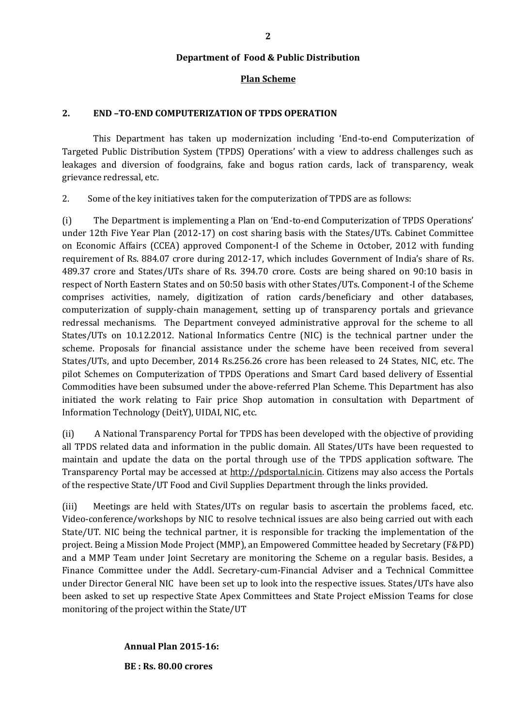**Department of Food & Public Distribution**

**Plan Scheme**

## 2. END –TO-END COMPUTERIZATION OF TPDS OPERATION

This Department has taken up modernization including 'End-to-end Computerization of Targeted Public Distribution System (TPDS) Operations' with a view to address challenges such as leakages and diversion of foodgrains, fake and bogus ration cards, lack of transparency, weak grievance redressal, etc.

2. Some of the key initiatives taken for the computerization of TPDS are as follows:

(i) The Department is implementing a Plan on 'End-to-end Computerization of TPDS Operations' under 12th Five Year Plan (2012-17) on cost sharing basis with the States/UTs. Cabinet Committee on Economic Affairs (CCEA) approved Component-I of the Scheme in October, 2012 with funding requirement of Rs. 884.07 crore during 2012-17, which includes Government of India's share of Rs. 489.37 crore and States/UTs share of Rs. 394.70 crore. Costs are being shared on 90:10 basis in respect of North Eastern States and on 50:50 basis with other States/UTs. Component-I of the Scheme comprises activities, namely, digitization of ration cards/beneficiary and other databases, computerization of supply-chain management, setting up of transparency portals and grievance redressal mechanisms. The Department conveyed administrative approval for the scheme to all States/UTs on 10.12.2012. National Informatics Centre (NIC) is the technical partner under the scheme. Proposals for financial assistance under the scheme have been received from several States/UTs, and upto December, 2014 Rs.256.26 crore has been released to 24 States, NIC, etc. The pilot Schemes on Computerization of TPDS Operations and Smart Card based delivery of Essential Commodities have been subsumed under the above-referred Plan Scheme. This Department has also initiated the work relating to Fair price Shop automation in consultation with Department of Information Technology (DeitY), UIDAI, NIC, etc.

(ii) A National Transparency Portal for TPDS has been developed with the objective of providing all TPDS related data and information in the public domain. All States/UTs have been requested to maintain and update the data on the portal through use of the TPDS application software. The Transparency Portal may be accessed at http://pdsportal.nic.in. Citizens may also access the Portals of the respective State/UT Food and Civil Supplies Department through the links provided.

(iii) Meetings are held with States/UTs on regular basis to ascertain the problems faced, etc. Video-conference/workshops by NIC to resolve technical issues are also being carried out with each State/UT. NIC being the technical partner, it is responsible for tracking the implementation of the project. Being a Mission Mode Project (MMP), an Empowered Committee headed by Secretary (F&PD) and a MMP Team under Joint Secretary are monitoring the Scheme on a regular basis. Besides, a Finance Committee under the Addl. Secretary-cum-Financial Adviser and a Technical Committee under Director General NIC have been set up to look into the respective issues. States/UTs have also been asked to set up respective State Apex Committees and State Project eMission Teams for close monitoring of the project within the State/UT

**Annual Plan 2015-16:**

**BE : Rs. 80.00 crores**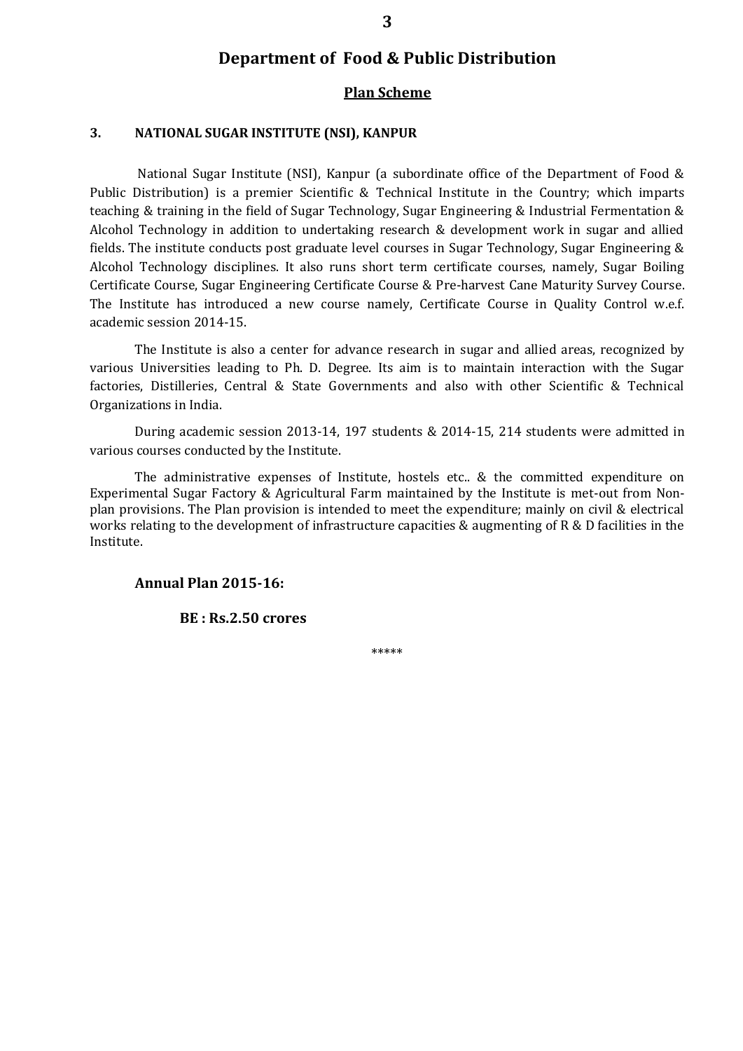# Department of Food & Public Distribution

## Plan Scheme

### 3. NATIONAL SUGAR INSTITUTE (NSI), KANPUR

National Sugar Institute (NSI), Kanpur (a subordinate office of the Department of Food & Public Distribution) is a premier Scientific & Technical Institute in the Country; which imparts teaching & training in the field of Sugar Technology, Sugar Engineering & Industrial Fermentation & Alcohol Technology in addition to undertaking research & development work in sugar and allied fields. The institute conducts post graduate level courses in Sugar Technology, Sugar Engineering & Alcohol Technology disciplines. It also runs short term certificate courses, namely, Sugar Boiling Certificate Course, Sugar Engineering Certificate Course & Pre-harvest Cane Maturity Survey Course. The Institute has introduced a new course namely, Certificate Course in Quality Control w.e.f. academic session 2014-15.

The Institute is also a center for advance research in sugar and allied areas, recognized by various Universities leading to Ph. D. Degree. Its aim is to maintain interaction with the Sugar factories, Distilleries, Central & State Governments and also with other Scientific & Technical Organizations in India.

During academic session 2013-14, 197 students & 2014-15, 214 students were admitted in various courses conducted by the Institute.

The administrative expenses of Institute, hostels etc.. & the committed expenditure on Experimental Sugar Factory & Agricultural Farm maintained by the Institute is met-out from Non-plan provisions. The Plan provision is intended to meet the expenditure; mainly on civil & electrical works relating to the development of infrastructure capacities & augmenting of R & D facilities in the Institute.

**Annual Plan 2015-16:**

**BE : Rs.2.50 crores**

*****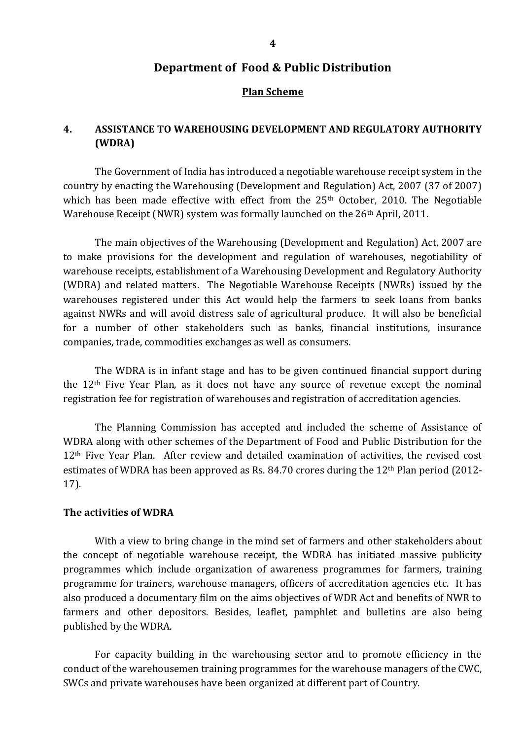# Department of Food & Public Distribution

## Plan Scheme

### 4. ASSISTANCE TO WAREHOUSING DEVELOPMENT AND REGULATORY AUTHORITY (WDRA)

The Government of India has introduced a negotiable warehouse receipt system in the country by enacting the Warehousing (Development and Regulation) Act, 2007 (37 of 2007) which has been made effective with effect from the 25th October, 2010. The Negotiable Warehouse Receipt (NWR) system was formally launched on the 26th April, 2011.

The main objectives of the Warehousing (Development and Regulation) Act, 2007 are to make provisions for the development and regulation of warehouses, negotiability of warehouse receipts, establishment of a Warehousing Development and Regulatory Authority (WDRA) and related matters. The Negotiable Warehouse Receipts (NWRs) issued by the warehouses registered under this Act would help the farmers to seek loans from banks against NWRs and will avoid distress sale of agricultural produce. It will also be beneficial for a number of other stakeholders such as banks, financial institutions, insurance companies, trade, commodities exchanges as well as consumers.

The WDRA is in infant stage and has to be given continued financial support during the 12th Five Year Plan, as it does not have any source of revenue except the nominal registration fee for registration of warehouses and registration of accreditation agencies.

The Planning Commission has accepted and included the scheme of Assistance of WDRA along with other schemes of the Department of Food and Public Distribution for the 12th Five Year Plan. After review and detailed examination of activities, the revised cost estimates of WDRA has been approved as Rs. 84.70 crores during the 12th Plan period (2012-17).

**The activities of WDRA**

With a view to bring change in the mind set of farmers and other stakeholders about the concept of negotiable warehouse receipt, the WDRA has initiated massive publicity programmes which include organization of awareness programmes for farmers, training programme for trainers, warehouse managers, officers of accreditation agencies etc. It has also produced a documentary film on the aims objectives of WDR Act and benefits of NWR to farmers and other depositors. Besides, leaflet, pamphlet and bulletins are also being published by the WDRA.

For capacity building in the warehousing sector and to promote efficiency in the conduct of the warehousemen training programmes for the warehouse managers of the CWC, SWCs and private warehouses have been organized at different part of Country.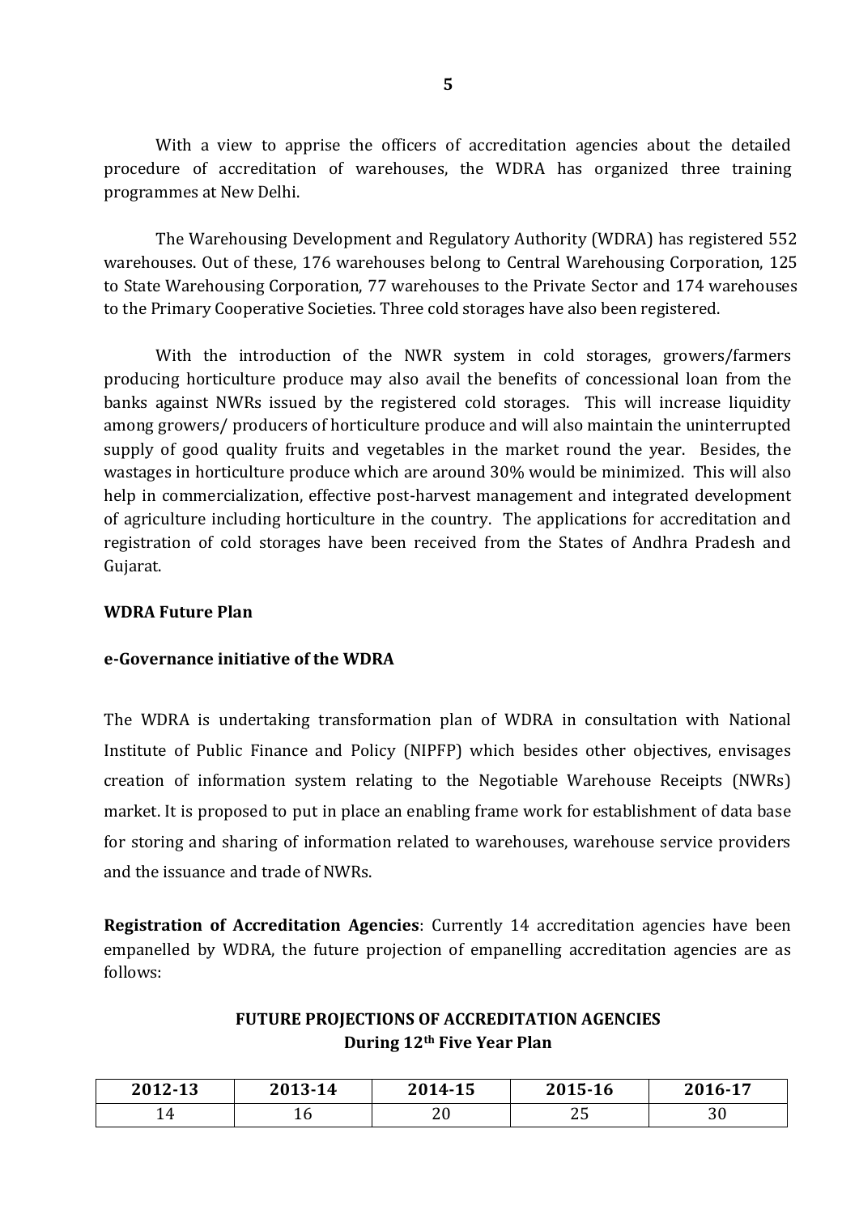With a view to apprise the officers of accreditation agencies about the detailed procedure of accreditation of warehouses, the WDRA has organized three training programmes at New Delhi.

The Warehousing Development and Regulatory Authority (WDRA) has registered 552 warehouses. Out of these, 176 warehouses belong to Central Warehousing Corporation, 125 to State Warehousing Corporation, 77 warehouses to the Private Sector and 174 warehouses to the Primary Cooperative Societies. Three cold storages have also been registered.

With the introduction of the NWR system in cold storages, growers/farmers producing horticulture produce may also avail the benefits of concessional loan from the banks against NWRs issued by the registered cold storages. This will increase liquidity among growers/ producers of horticulture produce and will also maintain the uninterrupted supply of good quality fruits and vegetables in the market round the year. Besides, the wastages in horticulture produce which are around 30% would be minimized. This will also help in commercialization, effective post-harvest management and integrated development of agriculture including horticulture in the country. The applications for accreditation and registration of cold storages have been received from the States of Andhra Pradesh and Gujarat.

**WDRA Future Plan**

**e-Governance initiative of the WDRA**

The WDRA is undertaking transformation plan of WDRA in consultation with National Institute of Public Finance and Policy (NIPFP) which besides other objectives, envisages creation of information system relating to the Negotiable Warehouse Receipts (NWRs) market. It is proposed to put in place an enabling frame work for establishment of data base for storing and sharing of information related to warehouses, warehouse service providers and the issuance and trade of NWRs.

**Registration of Accreditation Agencies**: Currently 14 accreditation agencies have been empanelled by WDRA, the future projection of empanelling accreditation agencies are as follows:

**FUTURE PROJECTIONS OF ACCREDITATION AGENCIES**
**During 12th Five Year Plan**

| 2012-13 | 2013-14 | 2014-15 | 2015-16 | 2016-17 |
|---|---|---|---|---|
| 14 | 16 | 20 | 25 | 30 |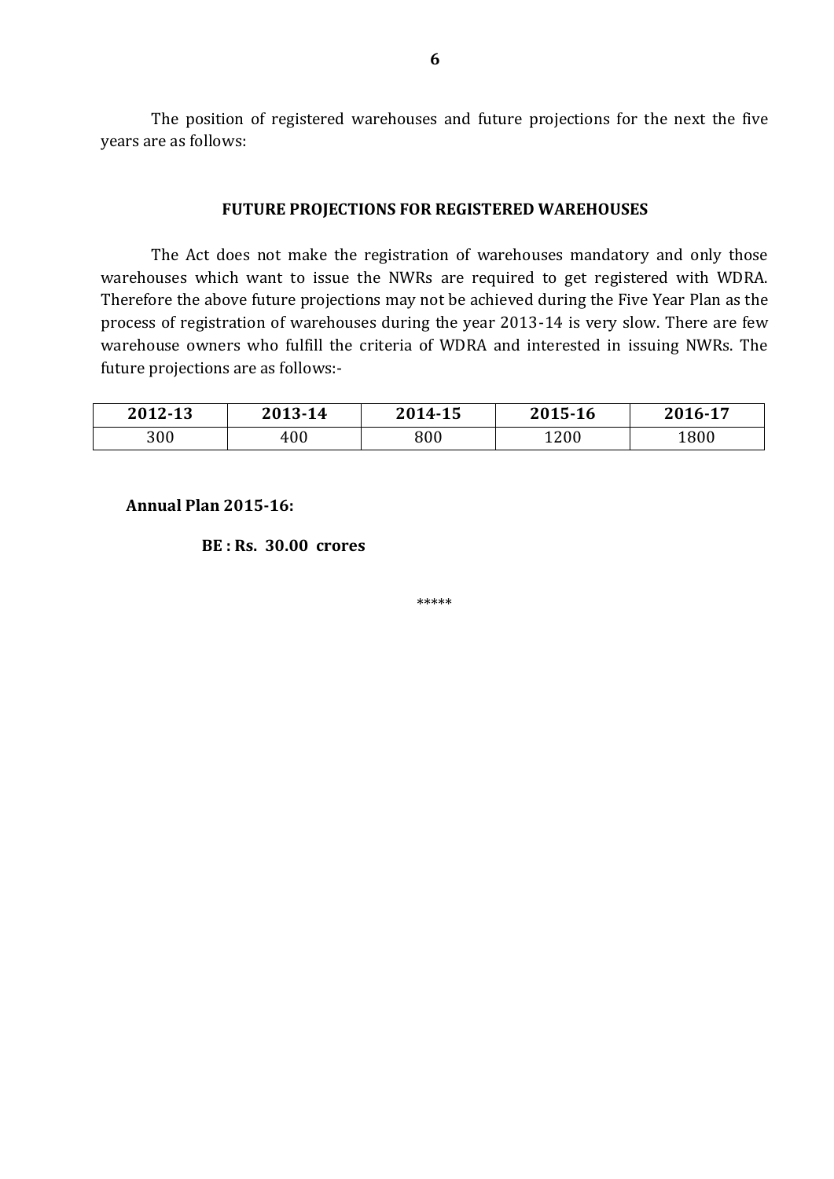The position of registered warehouses and future projections for the next the five years are as follows:

## FUTURE PROJECTIONS FOR REGISTERED WAREHOUSES

The Act does not make the registration of warehouses mandatory and only those warehouses which want to issue the NWRs are required to get registered with WDRA. Therefore the above future projections may not be achieved during the Five Year Plan as the process of registration of warehouses during the year 2013-14 is very slow. There are few warehouse owners who fulfill the criteria of WDRA and interested in issuing NWRs. The future projections are as follows:-

| 2012-13 | 2013-14 | 2014-15 | 2015-16 | 2016-17 |
|---|---|---|---|---|
| 300 | 400 | 800 | 1200 | 1800 |

**Annual Plan 2015-16:**

**BE : Rs. 30.00 crores**

*****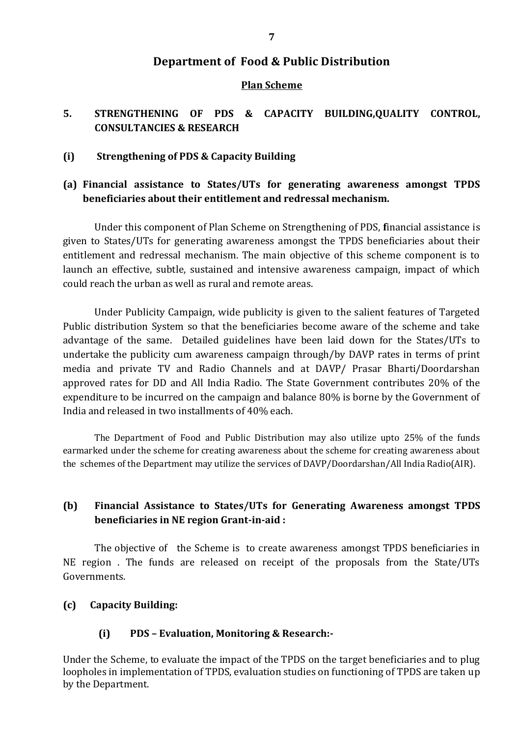# Department of Food & Public Distribution

**Plan Scheme**

## 5. STRENGTHENING OF PDS & CAPACITY BUILDING,QUALITY CONTROL, CONSULTANCIES & RESEARCH

### (i) Strengthening of PDS & Capacity Building

#### (a) Financial assistance to States/UTs for generating awareness amongst TPDS beneficiaries about their entitlement and redressal mechanism.

Under this component of Plan Scheme on Strengthening of PDS, **f**inancial assistance is given to States/UTs for generating awareness amongst the TPDS beneficiaries about their entitlement and redressal mechanism. The main objective of this scheme component is to launch an effective, subtle, sustained and intensive awareness campaign, impact of which could reach the urban as well as rural and remote areas.

Under Publicity Campaign, wide publicity is given to the salient features of Targeted Public distribution System so that the beneficiaries become aware of the scheme and take advantage of the same. Detailed guidelines have been laid down for the States/UTs to undertake the publicity cum awareness campaign through/by DAVP rates in terms of print media and private TV and Radio Channels and at DAVP/ Prasar Bharti/Doordarshan approved rates for DD and All India Radio. The State Government contributes 20% of the expenditure to be incurred on the campaign and balance 80% is borne by the Government of India and released in two installments of 40% each.

The Department of Food and Public Distribution may also utilize upto 25% of the funds earmarked under the scheme for creating awareness about the scheme for creating awareness about the schemes of the Department may utilize the services of DAVP/Doordarshan/All India Radio(AIR).

#### (b) Financial Assistance to States/UTs for Generating Awareness amongst TPDS beneficiaries in NE region Grant-in-aid :

The objective of the Scheme is to create awareness amongst TPDS beneficiaries in NE region . The funds are released on receipt of the proposals from the State/UTs Governments.

#### (c) Capacity Building:

##### (i) PDS – Evaluation, Monitoring & Research:-

Under the Scheme, to evaluate the impact of the TPDS on the target beneficiaries and to plug loopholes in implementation of TPDS, evaluation studies on functioning of TPDS are taken up by the Department.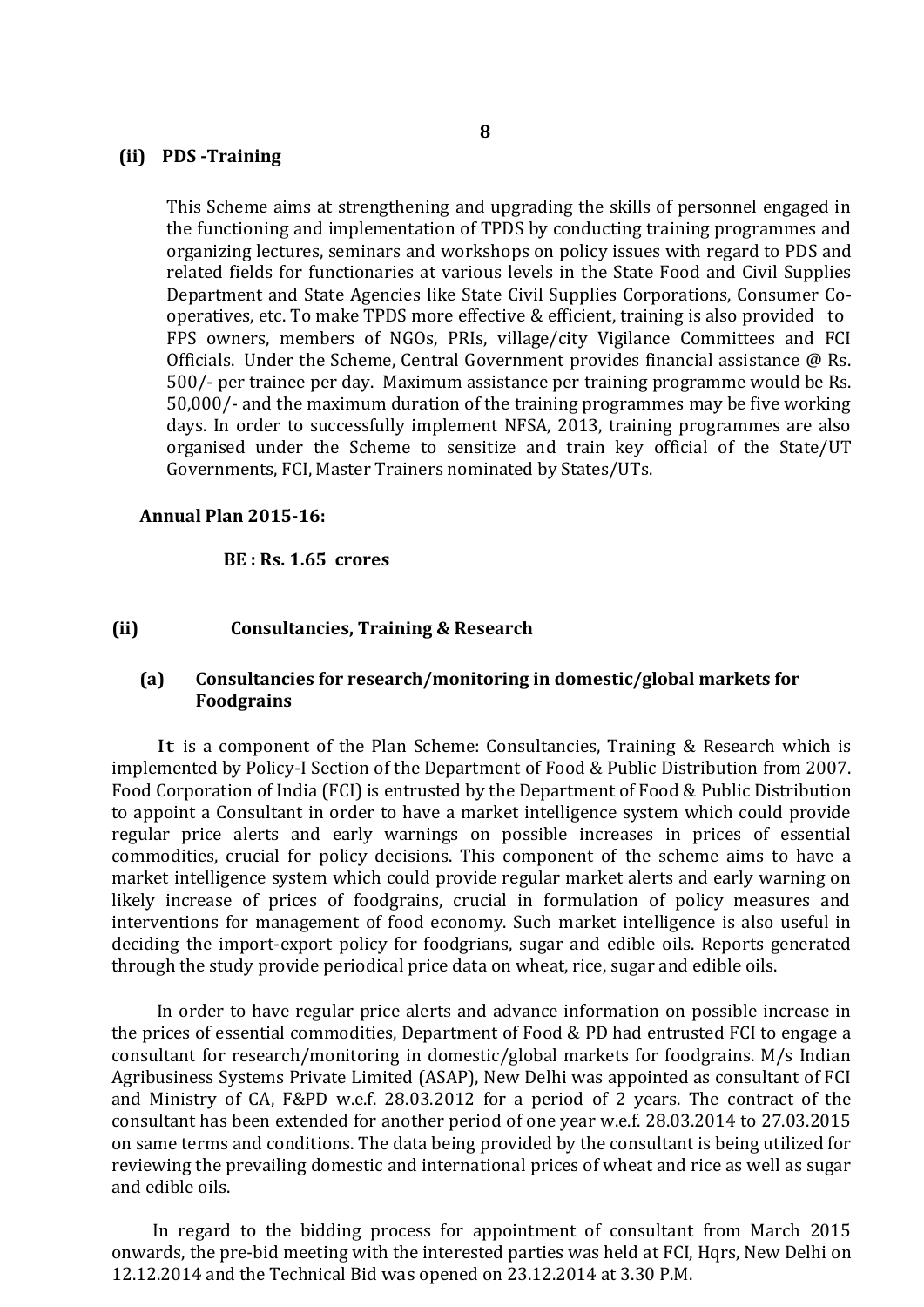### (ii) PDS -Training

This Scheme aims at strengthening and upgrading the skills of personnel engaged in the functioning and implementation of TPDS by conducting training programmes and organizing lectures, seminars and workshops on policy issues with regard to PDS and related fields for functionaries at various levels in the State Food and Civil Supplies Department and State Agencies like State Civil Supplies Corporations, Consumer Co-operatives, etc. To make TPDS more effective & efficient, training is also provided to FPS owners, members of NGOs, PRIs, village/city Vigilance Committees and FCI Officials. Under the Scheme, Central Government provides financial assistance @ Rs. 500/- per trainee per day. Maximum assistance per training programme would be Rs. 50,000/- and the maximum duration of the training programmes may be five working days. In order to successfully implement NFSA, 2013, training programmes are also organised under the Scheme to sensitize and train key official of the State/UT Governments, FCI, Master Trainers nominated by States/UTs.

**Annual Plan 2015-16:**

**BE : Rs. 1.65 crores**

### (ii) Consultancies, Training & Research

#### (a) Consultancies for research/monitoring in domestic/global markets for Foodgrains

It is a component of the Plan Scheme: Consultancies, Training & Research which is implemented by Policy-I Section of the Department of Food & Public Distribution from 2007. Food Corporation of India (FCI) is entrusted by the Department of Food & Public Distribution to appoint a Consultant in order to have a market intelligence system which could provide regular price alerts and early warnings on possible increases in prices of essential commodities, crucial for policy decisions. This component of the scheme aims to have a market intelligence system which could provide regular market alerts and early warning on likely increase of prices of foodgrains, crucial in formulation of policy measures and interventions for management of food economy. Such market intelligence is also useful in deciding the import-export policy for foodgrians, sugar and edible oils. Reports generated through the study provide periodical price data on wheat, rice, sugar and edible oils.

In order to have regular price alerts and advance information on possible increase in the prices of essential commodities, Department of Food & PD had entrusted FCI to engage a consultant for research/monitoring in domestic/global markets for foodgrains. M/s Indian Agribusiness Systems Private Limited (ASAP), New Delhi was appointed as consultant of FCI and Ministry of CA, F&PD w.e.f. 28.03.2012 for a period of 2 years. The contract of the consultant has been extended for another period of one year w.e.f. 28.03.2014 to 27.03.2015 on same terms and conditions. The data being provided by the consultant is being utilized for reviewing the prevailing domestic and international prices of wheat and rice as well as sugar and edible oils.

In regard to the bidding process for appointment of consultant from March 2015 onwards, the pre-bid meeting with the interested parties was held at FCI, Hqrs, New Delhi on 12.12.2014 and the Technical Bid was opened on 23.12.2014 at 3.30 P.M.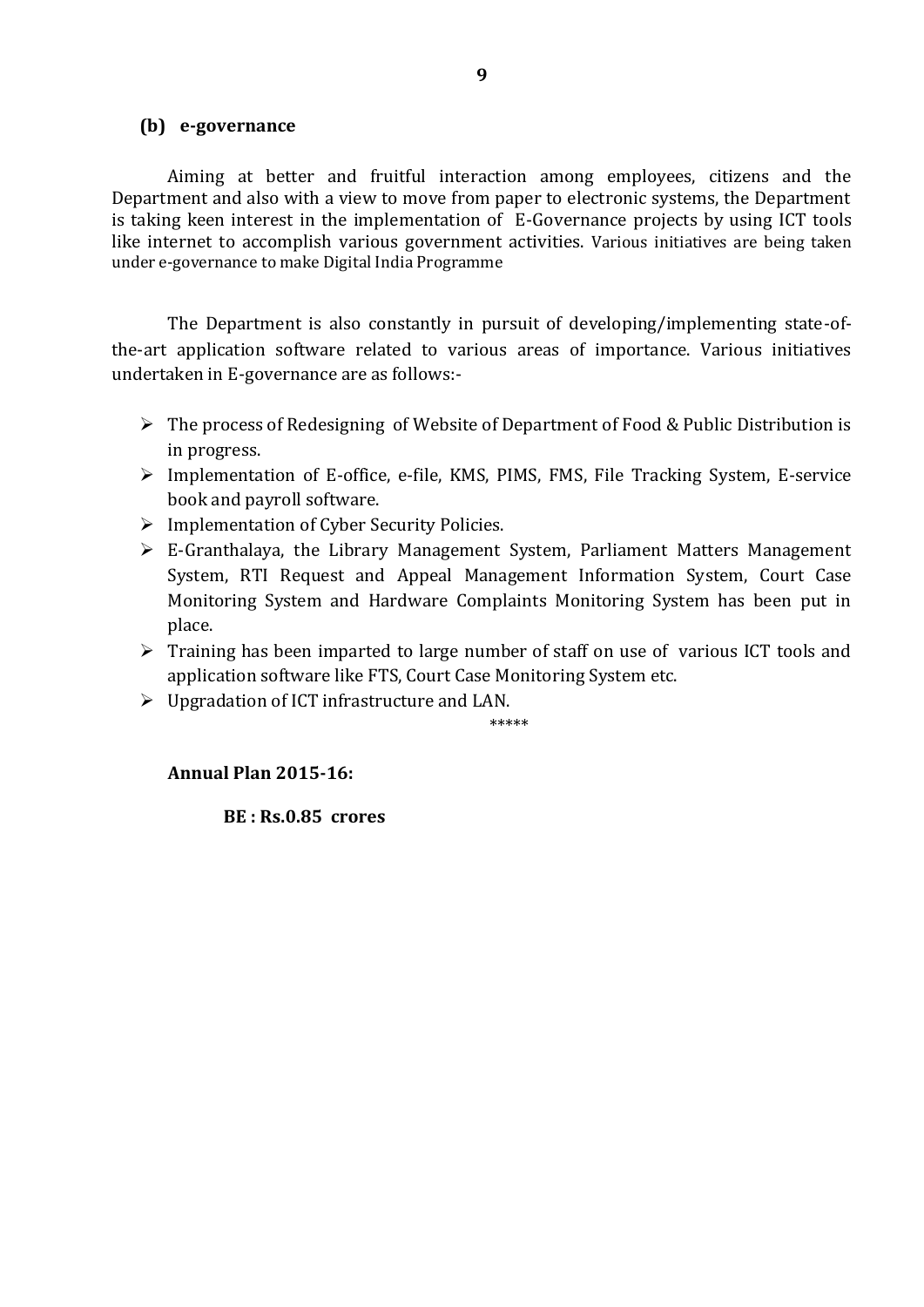### (b) e-governance

Aiming at better and fruitful interaction among employees, citizens and the Department and also with a view to move from paper to electronic systems, the Department is taking keen interest in the implementation of E-Governance projects by using ICT tools like internet to accomplish various government activities. Various initiatives are being taken under e-governance to make Digital India Programme

The Department is also constantly in pursuit of developing/implementing state-of-the-art application software related to various areas of importance. Various initiatives undertaken in E-governance are as follows:-

- The process of Redesigning of Website of Department of Food & Public Distribution is in progress.
- Implementation of E-office, e-file, KMS, PIMS, FMS, File Tracking System, E-service book and payroll software.
- Implementation of Cyber Security Policies.
- E-Granthalaya, the Library Management System, Parliament Matters Management System, RTI Request and Appeal Management Information System, Court Case Monitoring System and Hardware Complaints Monitoring System has been put in place.
- Training has been imparted to large number of staff on use of various ICT tools and application software like FTS, Court Case Monitoring System etc.
- Upgradation of ICT infrastructure and LAN.

*****

**Annual Plan 2015-16:**

**BE : Rs.0.85 crores**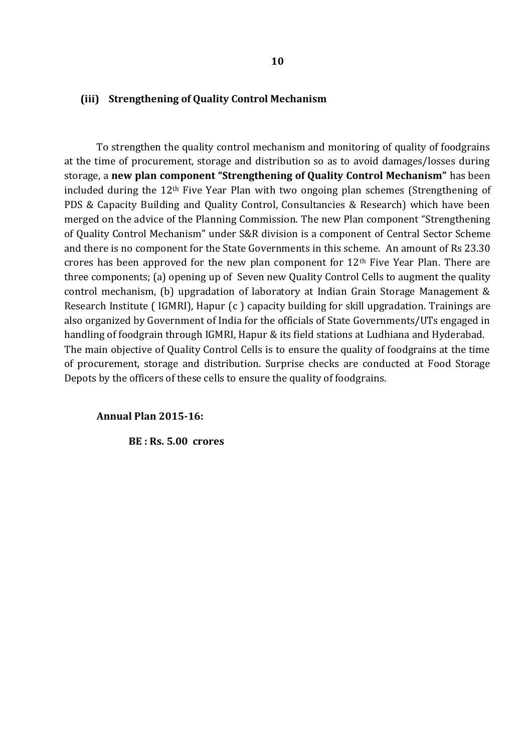### (iii) Strengthening of Quality Control Mechanism

To strengthen the quality control mechanism and monitoring of quality of foodgrains at the time of procurement, storage and distribution so as to avoid damages/losses during storage, a **new plan component "Strengthening of Quality Control Mechanism"** has been included during the 12th Five Year Plan with two ongoing plan schemes (Strengthening of PDS & Capacity Building and Quality Control, Consultancies & Research) which have been merged on the advice of the Planning Commission. The new Plan component "Strengthening of Quality Control Mechanism" under S&R division is a component of Central Sector Scheme and there is no component for the State Governments in this scheme. An amount of Rs 23.30 crores has been approved for the new plan component for 12th Five Year Plan. There are three components; (a) opening up of Seven new Quality Control Cells to augment the quality control mechanism, (b) upgradation of laboratory at Indian Grain Storage Management & Research Institute ( IGMRI), Hapur (c ) capacity building for skill upgradation. Trainings are also organized by Government of India for the officials of State Governments/UTs engaged in handling of foodgrain through IGMRI, Hapur & its field stations at Ludhiana and Hyderabad.
The main objective of Quality Control Cells is to ensure the quality of foodgrains at the time of procurement, storage and distribution. Surprise checks are conducted at Food Storage Depots by the officers of these cells to ensure the quality of foodgrains.

**Annual Plan 2015-16:**

**BE : Rs. 5.00 crores**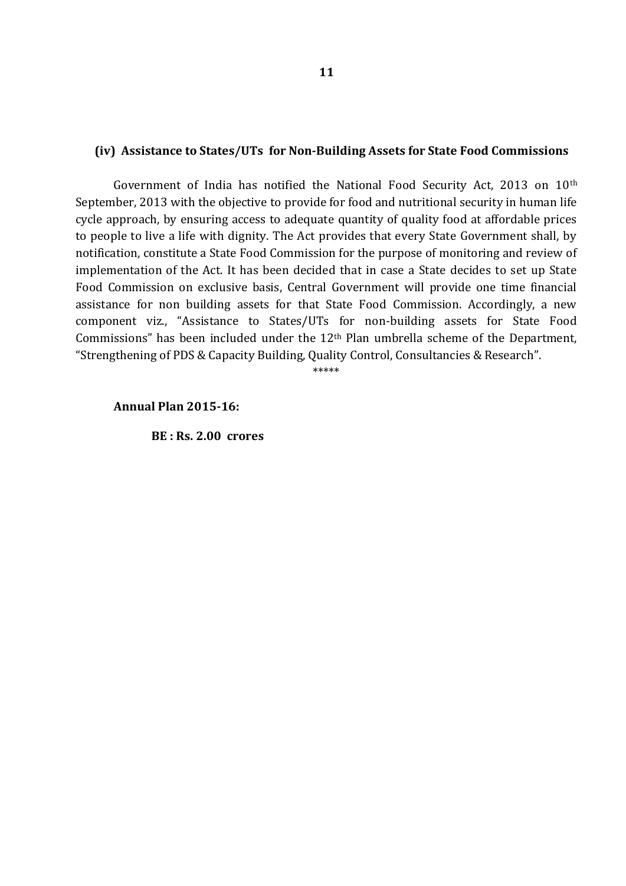### (iv) Assistance to States/UTs for Non-Building Assets for State Food Commissions

Government of India has notified the National Food Security Act, 2013 on 10th September, 2013 with the objective to provide for food and nutritional security in human life cycle approach, by ensuring access to adequate quantity of quality food at affordable prices to people to live a life with dignity. The Act provides that every State Government shall, by notification, constitute a State Food Commission for the purpose of monitoring and review of implementation of the Act. It has been decided that in case a State decides to set up State Food Commission on exclusive basis, Central Government will provide one time financial assistance for non building assets for that State Food Commission. Accordingly, a new component viz., "Assistance to States/UTs for non-building assets for State Food Commissions" has been included under the 12th Plan umbrella scheme of the Department, "Strengthening of PDS & Capacity Building, Quality Control, Consultancies & Research".

*****

**Annual Plan 2015-16:**

**BE : Rs. 2.00 crores**